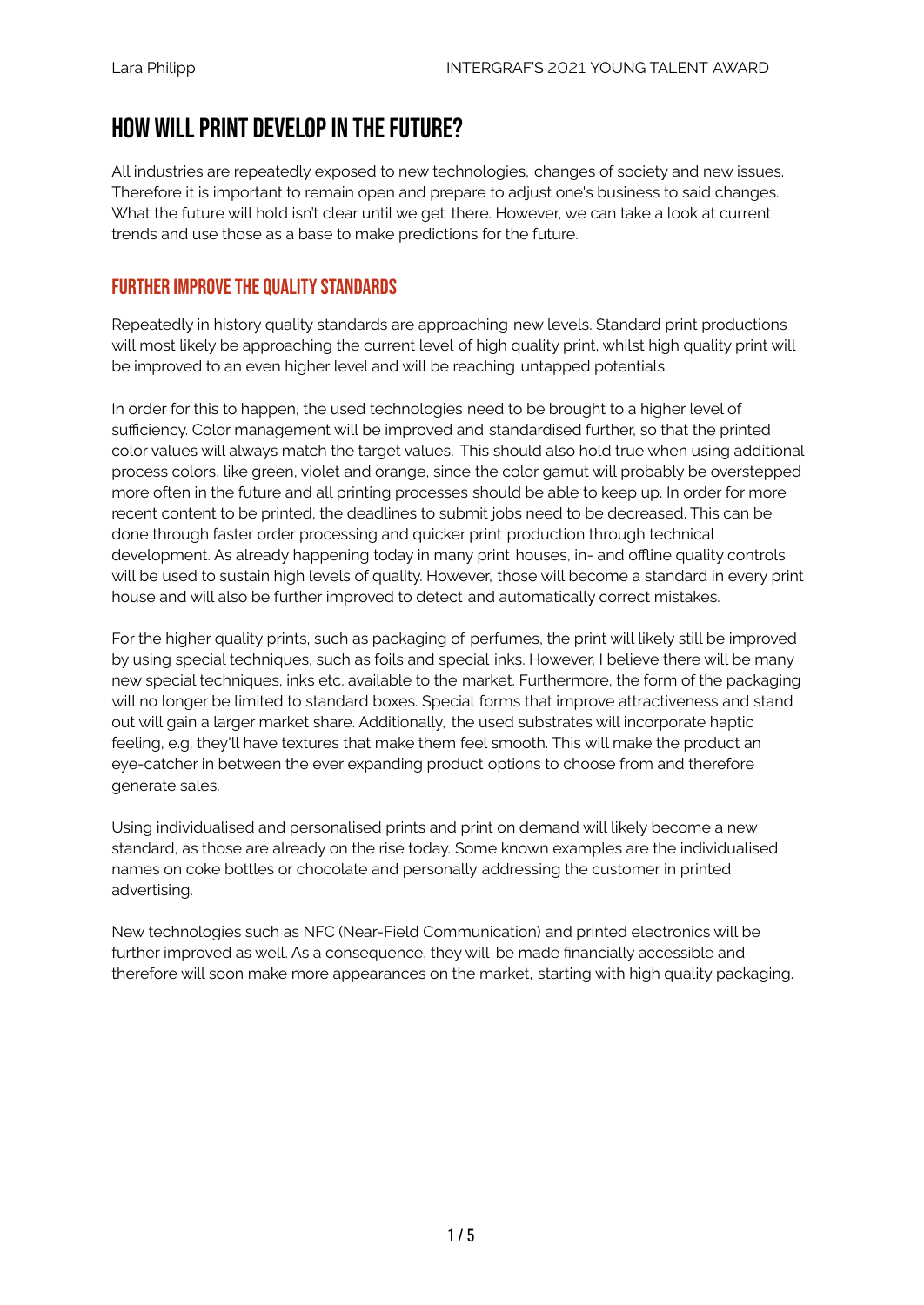# How will print develop in the future?

All industries are repeatedly exposed to new technologies, changes of society and new issues. Therefore it is important to remain open and prepare to adjust one's business to said changes. What the future will hold isn't clear until we get there. However, we can take a look at current trends and use those as a base to make predictions for the future.

## Further improve the quality standards

Repeatedly in history quality standards are approaching new levels. Standard print productions will most likely be approaching the current level of high quality print, whilst high quality print will be improved to an even higher level and will be reaching untapped potentials.

In order for this to happen, the used technologies need to be brought to a higher level of sufficiency. Color management will be improved and standardised further, so that the printed color values will always match the target values. This should also hold true when using additional process colors, like green, violet and orange, since the color gamut will probably be overstepped more often in the future and all printing processes should be able to keep up. In order for more recent content to be printed, the deadlines to submit jobs need to be decreased. This can be done through faster order processing and quicker print production through technical development. As already happening today in many print houses, in- and offline quality controls will be used to sustain high levels of quality. However, those will become a standard in every print house and will also be further improved to detect and automatically correct mistakes.

For the higher quality prints, such as packaging of perfumes, the print will likely still be improved by using special techniques, such as foils and special inks. However, I believe there will be many new special techniques, inks etc. available to the market. Furthermore, the form of the packaging will no longer be limited to standard boxes. Special forms that improve attractiveness and stand out will gain a larger market share. Additionally, the used substrates will incorporate haptic feeling, e.g. they'll have textures that make them feel smooth. This will make the product an eye-catcher in between the ever expanding product options to choose from and therefore generate sales.

Using individualised and personalised prints and print on demand will likely become a new standard, as those are already on the rise today. Some known examples are the individualised names on coke bottles or chocolate and personally addressing the customer in printed advertising.

New technologies such as NFC (Near-Field Communication) and printed electronics will be further improved as well. As a consequence, they will be made financially accessible and therefore will soon make more appearances on the market, starting with high quality packaging.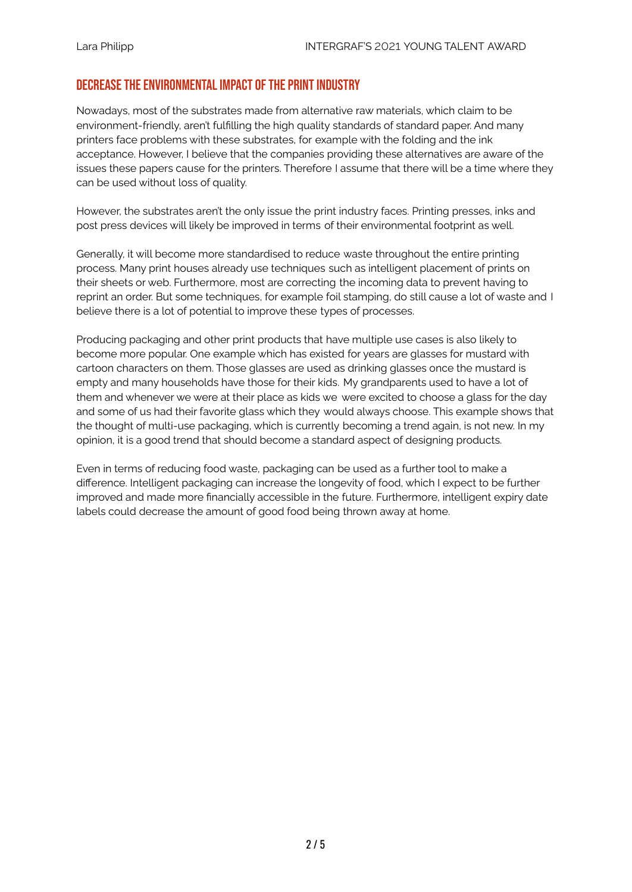## DECREASE THE ENVIRONMENTAL IMPACT OF THE PRINT INDUSTRY

Nowadays, most of the substrates made from alternative raw materials, which claim to be environment-friendly, aren't fulfilling the high quality standards of standard paper. And many printers face problems with these substrates, for example with the folding and the ink acceptance. However, I believe that the companies providing these alternatives are aware of the issues these papers cause for the printers. Therefore I assume that there will be a time where they can be used without loss of quality.

However, the substrates aren't the only issue the print industry faces. Printing presses, inks and post press devices will likely be improved in terms of their environmental footprint as well.

Generally, it will become more standardised to reduce waste throughout the entire printing process. Many print houses already use techniques such as intelligent placement of prints on their sheets or web. Furthermore, most are correcting the incoming data to prevent having to reprint an order. But some techniques, for example foil stamping, do still cause a lot of waste and I believe there is a lot of potential to improve these types of processes.

Producing packaging and other print products that have multiple use cases is also likely to become more popular. One example which has existed for years are glasses for mustard with cartoon characters on them. Those glasses are used as drinking glasses once the mustard is empty and many households have those for their kids. My grandparents used to have a lot of them and whenever we were at their place as kids we were excited to choose a glass for the day and some of us had their favorite glass which they would always choose. This example shows that the thought of multi-use packaging, which is currently becoming a trend again, is not new. In my opinion, it is a good trend that should become a standard aspect of designing products.

Even in terms of reducing food waste, packaging can be used as a further tool to make a difference. Intelligent packaging can increase the longevity of food, which I expect to be further improved and made more financially accessible in the future. Furthermore, intelligent expiry date labels could decrease the amount of good food being thrown away at home.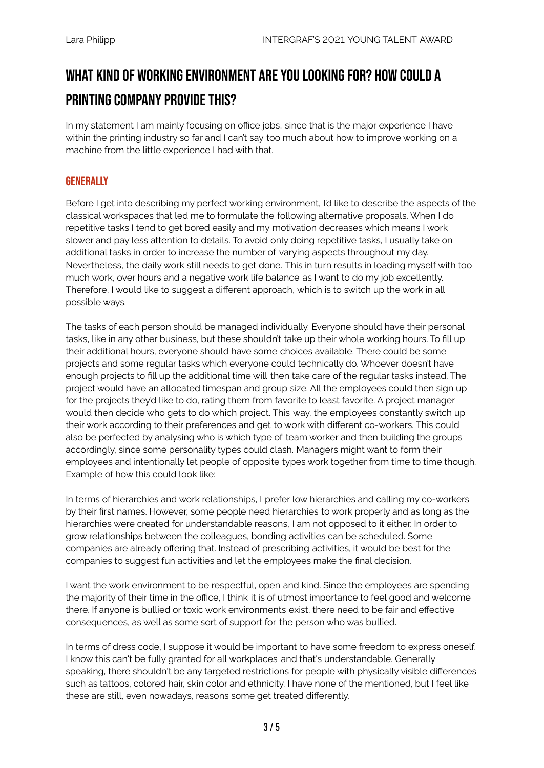# WHAT KIND OF WORKING ENVIRONMENT ARE YOU LOOKING FOR? HOW COULD A PRINTING COMPANY PROVIDE THIS?

In my statement I am mainly focusing on office jobs, since that is the major experience I have within the printing industry so far and I can't say too much about how to improve working on a machine from the little experience I had with that.

## GENERALLY

Before I get into describing my perfect working environment, I'd like to describe the aspects of the classical workspaces that led me to formulate the following alternative proposals. When I do repetitive tasks I tend to get bored easily and my motivation decreases which means I work slower and pay less attention to details. To avoid only doing repetitive tasks, I usually take on additional tasks in order to increase the number of varying aspects throughout my day. Nevertheless, the daily work still needs to get done. This in turn results in loading myself with too much work, over hours and a negative work life balance as I want to do my job excellently. Therefore, I would like to suggest a different approach, which is to switch up the work in all possible ways.

The tasks of each person should be managed individually. Everyone should have their personal tasks, like in any other business, but these shouldn't take up their whole working hours. To fill up their additional hours, everyone should have some choices available. There could be some projects and some regular tasks which everyone could technically do. Whoever doesn't have enough projects to fill up the additional time will then take care of the regular tasks instead. The project would have an allocated timespan and group size. All the employees could then sign up for the projects they'd like to do, rating them from favorite to least favorite. A project manager would then decide who gets to do which project. This way, the employees constantly switch up their work according to their preferences and get to work with different co-workers. This could also be perfected by analysing who is which type of team worker and then building the groups accordingly, since some personality types could clash. Managers might want to form their employees and intentionally let people of opposite types work together from time to time though. Example of how this could look like:

In terms of hierarchies and work relationships, I prefer low hierarchies and calling my co-workers by their first names. However, some people need hierarchies to work properly and as long as the hierarchies were created for understandable reasons, I am not opposed to it either. In order to grow relationships between the colleagues, bonding activities can be scheduled. Some companies are already offering that. Instead of prescribing activities, it would be best for the companies to suggest fun activities and let the employees make the final decision.

I want the work environment to be respectful, open and kind. Since the employees are spending the majority of their time in the office, I think it is of utmost importance to feel good and welcome there. If anyone is bullied or toxic work environments exist, there need to be fair and effective consequences, as well as some sort of support for the person who was bullied.

In terms of dress code, I suppose it would be important to have some freedom to express oneself. I know this can't be fully granted for all workplaces and that's understandable. Generally speaking, there shouldn't be any targeted restrictions for people with physically visible differences such as tattoos, colored hair, skin color and ethnicity. I have none of the mentioned, but I feel like these are still, even nowadays, reasons some get treated differently.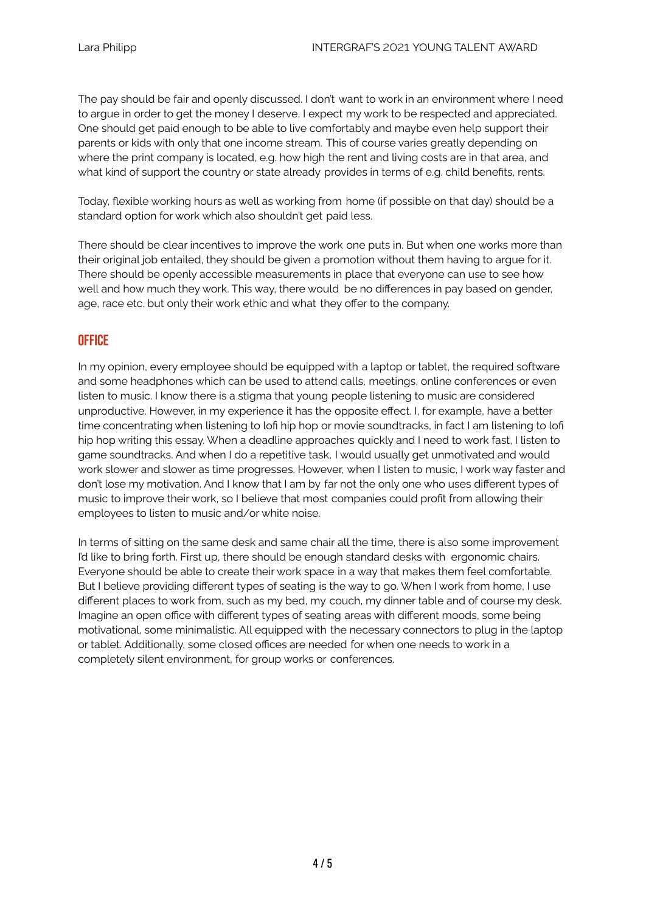The pay should be fair and openly discussed. I don't want to work in an environment where I need to argue in order to get the money I deserve, I expect my work to be respected and appreciated. One should get paid enough to be able to live comfortably and maybe even help support their parents or kids with only that one income stream. This of course varies greatly depending on where the print company is located, e.g. how high the rent and living costs are in that area, and what kind of support the country or state already provides in terms of e.g. child benefits, rents.

Today, flexible working hours as well as working from home (if possible on that day) should be a standard option for work which also shouldn't get paid less.

There should be clear incentives to improve the work one puts in. But when one works more than their original job entailed, they should be given a promotion without them having to argue for it. There should be openly accessible measurements in place that everyone can use to see how well and how much they work. This way, there would be no differences in pay based on gender, age, race etc. but only their work ethic and what they offer to the company.

## OFFICE

In my opinion, every employee should be equipped with a laptop or tablet, the required software and some headphones which can be used to attend calls, meetings, online conferences or even listen to music. I know there is a stigma that young people listening to music are considered unproductive. However, in my experience it has the opposite effect. I, for example, have a better time concentrating when listening to lofi hip hop or movie soundtracks, in fact I am listening to lofi hip hop writing this essay. When a deadline approaches quickly and I need to work fast, I listen to game soundtracks. And when I do a repetitive task, I would usually get unmotivated and would work slower and slower as time progresses. However, when I listen to music, I work way faster and don't lose my motivation. And I know that I am by far not the only one who uses different types of music to improve their work, so I believe that most companies could profit from allowing their employees to listen to music and/or white noise.

In terms of sitting on the same desk and same chair all the time, there is also some improvement I'd like to bring forth. First up, there should be enough standard desks with ergonomic chairs. Everyone should be able to create their work space in a way that makes them feel comfortable. But I believe providing different types of seating is the way to go. When I work from home, I use different places to work from, such as my bed, my couch, my dinner table and of course my desk. Imagine an open office with different types of seating areas with different moods, some being motivational, some minimalistic. All equipped with the necessary connectors to plug in the laptop or tablet. Additionally, some closed offices are needed for when one needs to work in a completely silent environment, for group works or conferences.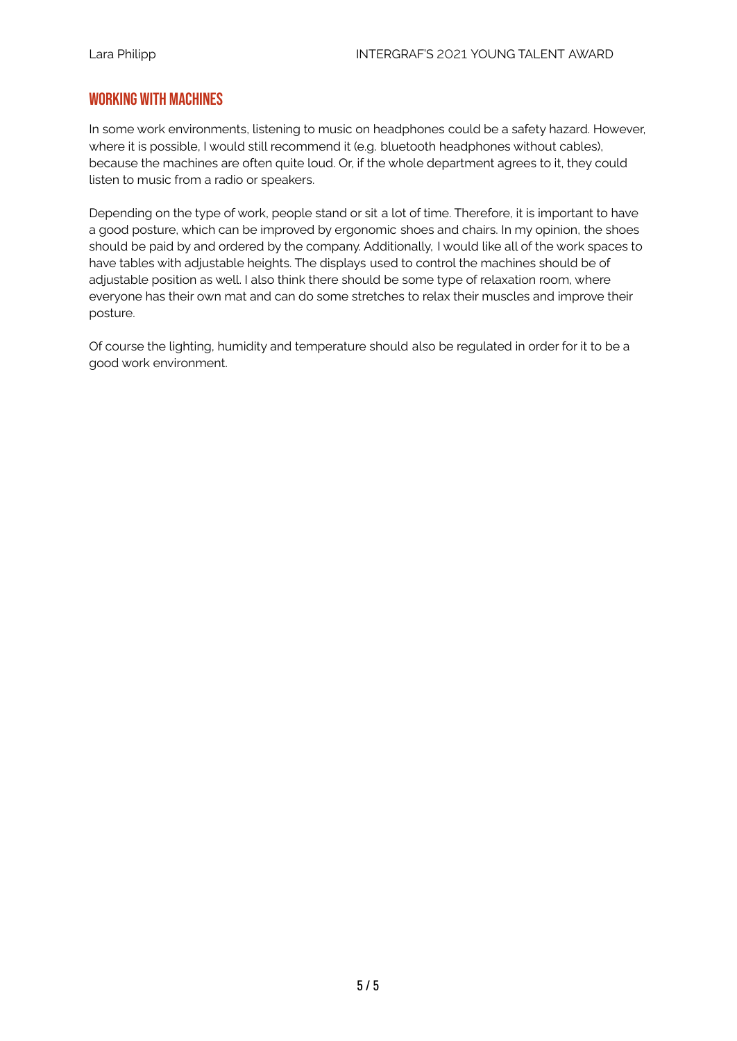## WORKING WITH MACHINES

In some work environments, listening to music on headphones could be a safety hazard. However, where it is possible, I would still recommend it (e.g. bluetooth headphones without cables), because the machines are often quite loud. Or, if the whole department agrees to it, they could listen to music from a radio or speakers.

Depending on the type of work, people stand or sit a lot of time. Therefore, it is important to have a good posture, which can be improved by ergonomic shoes and chairs. In my opinion, the shoes should be paid by and ordered by the company. Additionally, I would like all of the work spaces to have tables with adjustable heights. The displays used to control the machines should be of adjustable position as well. I also think there should be some type of relaxation room, where everyone has their own mat and can do some stretches to relax their muscles and improve their posture.

Of course the lighting, humidity and temperature should also be regulated in order for it to be a good work environment.